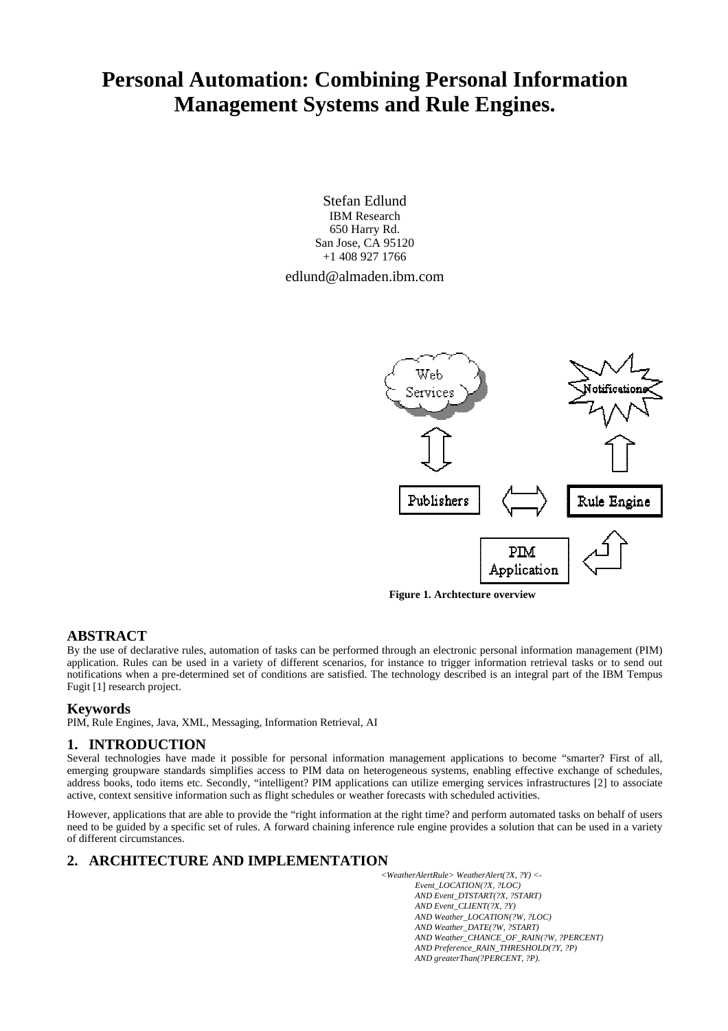# Personal Automation: Combining Personal Information Management Systems and Rule Engines.

Stefan Edlund
IBM Research
650 Harry Rd.
San Jose, CA 95120
+1 408 927 1766
edlund@almaden.ibm.com

**Figure 1. Archtecture overview**

## ABSTRACT

By the use of declarative rules, automation of tasks can be performed through an electronic personal information management (PIM) application. Rules can be used in a variety of different scenarios, for instance to trigger information retrieval tasks or to send out notifications when a pre-determined set of conditions are satisfied. The technology described is an integral part of the IBM Tempus Fugit [1] research project.

### Keywords

PIM, Rule Engines, Java, XML, Messaging, Information Retrieval, AI

## 1. INTRODUCTION

Several technologies have made it possible for personal information management applications to become "smarter? First of all, emerging groupware standards simplifies access to PIM data on heterogeneous systems, enabling effective exchange of schedules, address books, todo items etc. Secondly, "intelligent? PIM applications can utilize emerging services infrastructures [2] to associate active, context sensitive information such as flight schedules or weather forecasts with scheduled activities.

However, applications that are able to provide the "right information at the right time? and perform automated tasks on behalf of users need to be guided by a specific set of rules. A forward chaining inference rule engine provides a solution that can be used in a variety of different circumstances.

## 2. ARCHITECTURE AND IMPLEMENTATION

```
<WeatherAlertRule> WeatherAlert(?X, ?Y) <-
        Event_LOCATION(?X, ?LOC)
        AND Event_DTSTART(?X, ?START)
        AND Event_CLIENT(?X, ?Y)
        AND Weather_LOCATION(?W, ?LOC)
        AND Weather_DATE(?W, ?START)
        AND Weather_CHANCE_OF_RAIN(?W, ?PERCENT)
        AND Preference_RAIN_THRESHOLD(?Y, ?P)
        AND greaterThan(?PERCENT, ?P).
```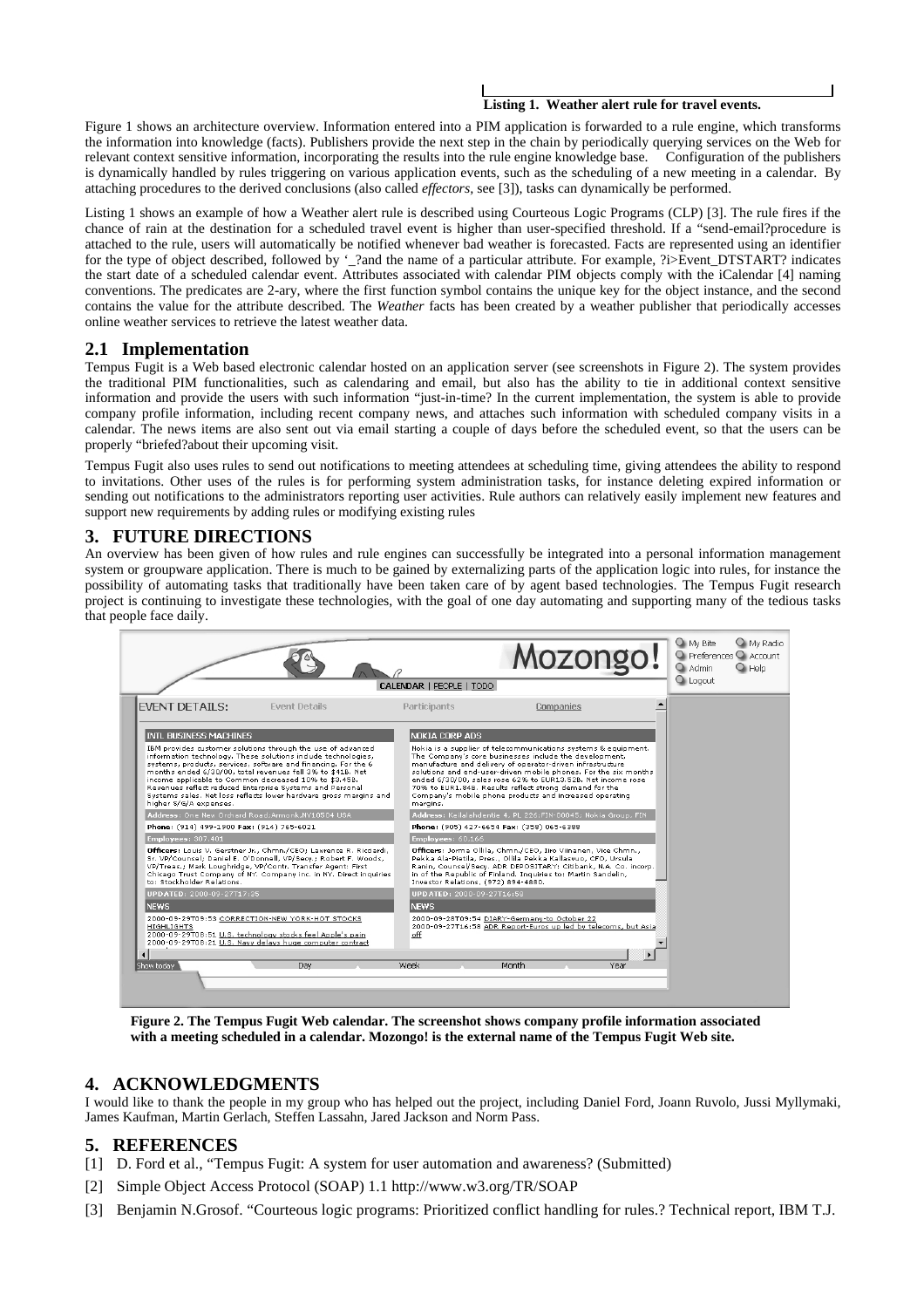**Listing 1. Weather alert rule for travel events.**

Figure 1 shows an architecture overview. Information entered into a PIM application is forwarded to a rule engine, which transforms the information into knowledge (facts). Publishers provide the next step in the chain by periodically querying services on the Web for relevant context sensitive information, incorporating the results into the rule engine knowledge base. Configuration of the publishers is dynamically handled by rules triggering on various application events, such as the scheduling of a new meeting in a calendar. By attaching procedures to the derived conclusions (also called *effectors*, see [3]), tasks can dynamically be performed.

Listing 1 shows an example of how a Weather alert rule is described using Courteous Logic Programs (CLP) [3]. The rule fires if the chance of rain at the destination for a scheduled travel event is higher than user-specified threshold. If a "send-email?procedure is attached to the rule, users will automatically be notified whenever bad weather is forecasted. Facts are represented using an identifier for the type of object described, followed by '_?and the name of a particular attribute. For example, ?i>Event_DTSTART? indicates the start date of a scheduled calendar event. Attributes associated with calendar PIM objects comply with the iCalendar [4] naming conventions. The predicates are 2-ary, where the first function symbol contains the unique key for the object instance, and the second contains the value for the attribute described. The *Weather* facts has been created by a weather publisher that periodically accesses online weather services to retrieve the latest weather data.

## 2.1 Implementation

Tempus Fugit is a Web based electronic calendar hosted on an application server (see screenshots in Figure 2). The system provides the traditional PIM functionalities, such as calendaring and email, but also has the ability to tie in additional context sensitive information and provide the users with such information "just-in-time? In the current implementation, the system is able to provide company profile information, including recent company news, and attaches such information with scheduled company visits in a calendar. The news items are also sent out via email starting a couple of days before the scheduled event, so that the users can be properly "briefed?about their upcoming visit.

Tempus Fugit also uses rules to send out notifications to meeting attendees at scheduling time, giving attendees the ability to respond to invitations. Other uses of the rules is for performing system administration tasks, for instance deleting expired information or sending out notifications to the administrators reporting user activities. Rule authors can relatively easily implement new features and support new requirements by adding rules or modifying existing rules

# 3. FUTURE DIRECTIONS

An overview has been given of how rules and rule engines can successfully be integrated into a personal information management system or groupware application. There is much to be gained by externalizing parts of the application logic into rules, for instance the possibility of automating tasks that traditionally have been taken care of by agent based technologies. The Tempus Fugit research project is continuing to investigate these technologies, with the goal of one day automating and supporting many of the tedious tasks that people face daily.

**Figure 2. The Tempus Fugit Web calendar. The screenshot shows company profile information associated with a meeting scheduled in a calendar. Mozongo! is the external name of the Tempus Fugit Web site.**

# 4. ACKNOWLEDGMENTS

I would like to thank the people in my group who has helped out the project, including Daniel Ford, Joann Ruvolo, Jussi Myllymaki, James Kaufman, Martin Gerlach, Steffen Lassahn, Jared Jackson and Norm Pass.

# 5. REFERENCES

[1] D. Ford et al., "Tempus Fugit: A system for user automation and awareness? (Submitted)

[2] Simple Object Access Protocol (SOAP) 1.1 http://www.w3.org/TR/SOAP

[3] Benjamin N.Grosof. "Courteous logic programs: Prioritized conflict handling for rules.? Technical report, IBM T.J.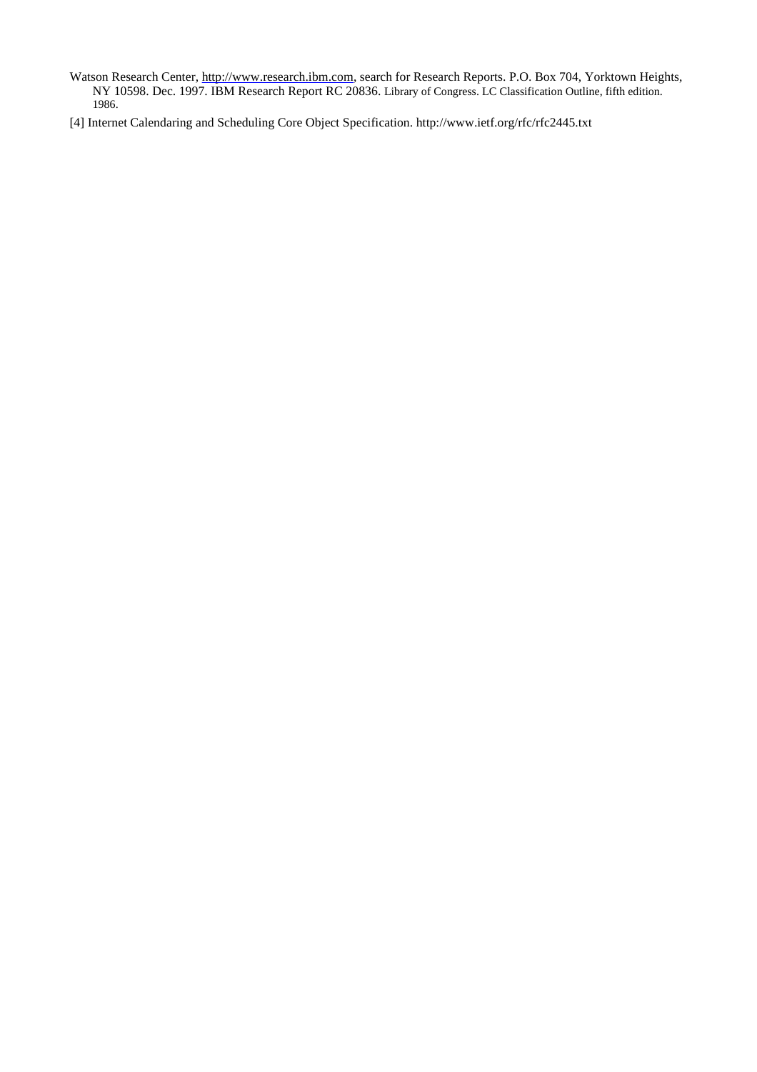Watson Research Center, http://www.research.ibm.com, search for Research Reports. P.O. Box 704, Yorktown Heights, NY 10598. Dec. 1997. IBM Research Report RC 20836. Library of Congress. LC Classification Outline, fifth edition. 1986.

[4] Internet Calendaring and Scheduling Core Object Specification. http://www.ietf.org/rfc/rfc2445.txt